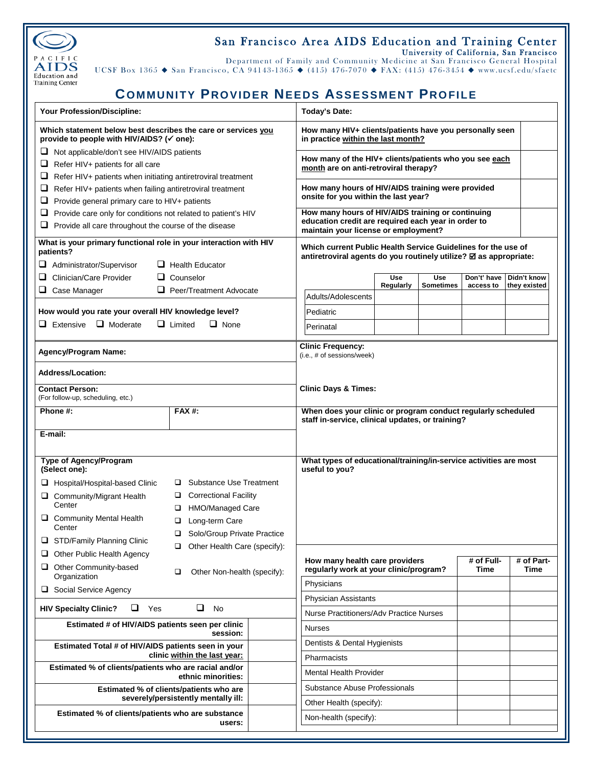PACIFIC AIDS Education and Training Center

# San Francisco Area AIDS Education and Training Center

University of California, San Francisco
Department of Family and Community Medicine at San Francisco General Hospital
UCSF Box 1365 ◆ San Francisco, CA 94143-1365 ◆ (415) 476-7070 ◆ FAX: (415) 476-3454 ◆ www.ucsf.edu/sfaetc

## COMMUNITY PROVIDER NEEDS ASSESSMENT PROFILE

**Your Profession/Discipline:**

**Today's Date:**

**Which statement below best describes the care or services you provide to people with HIV/AIDS? (✓ one):**

- ❑ Not applicable/don't see HIV/AIDS patients
- ❑ Refer HIV+ patients for all care
- ❑ Refer HIV+ patients when initiating antiretroviral treatment
- ❑ Refer HIV+ patients when failing antiretroviral treatment
- ❑ Provide general primary care to HIV+ patients
- ❑ Provide care only for conditions not related to patient's HIV
- ❑ Provide all care throughout the course of the disease

| | |
|---|---|
| **How many HIV+ clients/patients have you personally seen in practice within the last month?** | |
| **How many of the HIV+ clients/patients who you see each month are on anti-retroviral therapy?** | |
| **How many hours of HIV/AIDS training were provided onsite for you within the last year?** | |
| **How many hours of HIV/AIDS training or continuing education credit are required each year in order to maintain your license or employment?** | |

**What is your primary functional role in your interaction with HIV patients?**

- ❑ Administrator/Supervisor
- ❑ Health Educator
- ❑ Clinician/Care Provider
- ❑ Counselor
- ❑ Case Manager
- ❑ Peer/Treatment Advocate

**How would you rate your overall HIV knowledge level?**

❑ Extensive ❑ Moderate ❑ Limited ❑ None

**Which current Public Health Service Guidelines for the use of antiretroviral agents do you routinely utilize? ☑ as appropriate:**

| | Use Regularly | Use Sometimes | Don't' have access to | Didn't know they existed |
|---|---|---|---|---|
| Adults/Adolescents | | | | |
| Pediatric | | | | |
| Perinatal | | | | |

**Agency/Program Name:**

**Address/Location:**

**Contact Person:**
(For follow-up, scheduling, etc.)

**Phone #:** **FAX #:**

**E-mail:**

**Clinic Frequency:**
(i.e., # of sessions/week)

**Clinic Days & Times:**

**When does your clinic or program conduct regularly scheduled staff in-service, clinical updates, or training?**

**Type of Agency/Program (Select one):**

- ❑ Hospital/Hospital-based Clinic
- ❑ Community/Migrant Health Center
- ❑ Community Mental Health Center
- ❑ STD/Family Planning Clinic
- ❑ Other Public Health Agency
- ❑ Other Community-based Organization
- ❑ Social Service Agency
- ❑ Substance Use Treatment
- ❑ Correctional Facility
- ❑ HMO/Managed Care
- ❑ Long-term Care
- ❑ Solo/Group Private Practice
- ❑ Other Health Care (specify):
- ❑ Other Non-health (specify):

**HIV Specialty Clinic?** ❑ Yes ❑ No

| | |
|---|---|
| **Estimated # of HIV/AIDS patients seen per clinic session:** | |
| **Estimated Total # of HIV/AIDS patients seen in your clinic within the last year:** | |
| **Estimated % of clients/patients who are racial and/or ethnic minorities:** | |
| **Estimated % of clients/patients who are severely/persistently mentally ill:** | |
| **Estimated % of clients/patients who are substance users:** | |

**What types of educational/training/in-service activities are most useful to you?**

| How many health care providers regularly work at your clinic/program? | # of Full-Time | # of Part-Time |
|---|---|---|
| Physicians | | |
| Physician Assistants | | |
| Nurse Practitioners/Adv Practice Nurses | | |
| Nurses | | |
| Dentists & Dental Hygienists | | |
| Pharmacists | | |
| Mental Health Provider | | |
| Substance Abuse Professionals | | |
| Other Health (specify): | | |
| Non-health (specify): | | |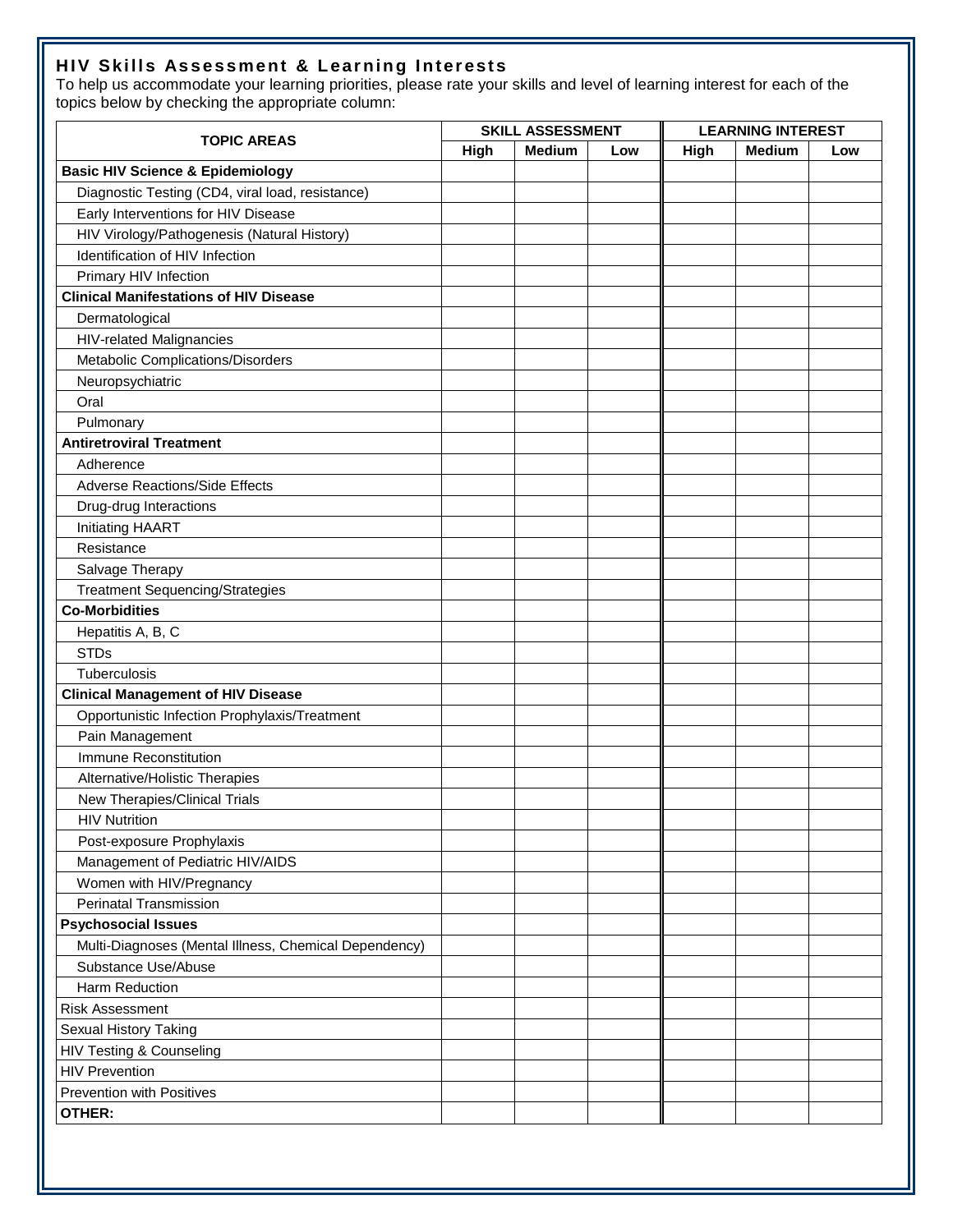## HIV Skills Assessment & Learning Interests

To help us accommodate your learning priorities, please rate your skills and level of learning interest for each of the topics below by checking the appropriate column:

| TOPIC AREAS | SKILL ASSESSMENT | | | LEARNING INTEREST | | |
|---|---|---|---|---|---|---|
| | High | Medium | Low | High | Medium | Low |
| **Basic HIV Science & Epidemiology** | | | | | | |
| Diagnostic Testing (CD4, viral load, resistance) | | | | | | |
| Early Interventions for HIV Disease | | | | | | |
| HIV Virology/Pathogenesis (Natural History) | | | | | | |
| Identification of HIV Infection | | | | | | |
| Primary HIV Infection | | | | | | |
| **Clinical Manifestations of HIV Disease** | | | | | | |
| Dermatological | | | | | | |
| HIV-related Malignancies | | | | | | |
| Metabolic Complications/Disorders | | | | | | |
| Neuropsychiatric | | | | | | |
| Oral | | | | | | |
| Pulmonary | | | | | | |
| **Antiretroviral Treatment** | | | | | | |
| Adherence | | | | | | |
| Adverse Reactions/Side Effects | | | | | | |
| Drug-drug Interactions | | | | | | |
| Initiating HAART | | | | | | |
| Resistance | | | | | | |
| Salvage Therapy | | | | | | |
| Treatment Sequencing/Strategies | | | | | | |
| **Co-Morbidities** | | | | | | |
| Hepatitis A, B, C | | | | | | |
| STDs | | | | | | |
| Tuberculosis | | | | | | |
| **Clinical Management of HIV Disease** | | | | | | |
| Opportunistic Infection Prophylaxis/Treatment | | | | | | |
| Pain Management | | | | | | |
| Immune Reconstitution | | | | | | |
| Alternative/Holistic Therapies | | | | | | |
| New Therapies/Clinical Trials | | | | | | |
| HIV Nutrition | | | | | | |
| Post-exposure Prophylaxis | | | | | | |
| Management of Pediatric HIV/AIDS | | | | | | |
| Women with HIV/Pregnancy | | | | | | |
| Perinatal Transmission | | | | | | |
| **Psychosocial Issues** | | | | | | |
| Multi-Diagnoses (Mental Illness, Chemical Dependency) | | | | | | |
| Substance Use/Abuse | | | | | | |
| Harm Reduction | | | | | | |
| Risk Assessment | | | | | | |
| Sexual History Taking | | | | | | |
| HIV Testing & Counseling | | | | | | |
| HIV Prevention | | | | | | |
| Prevention with Positives | | | | | | |
| **OTHER:** | | | | | | |